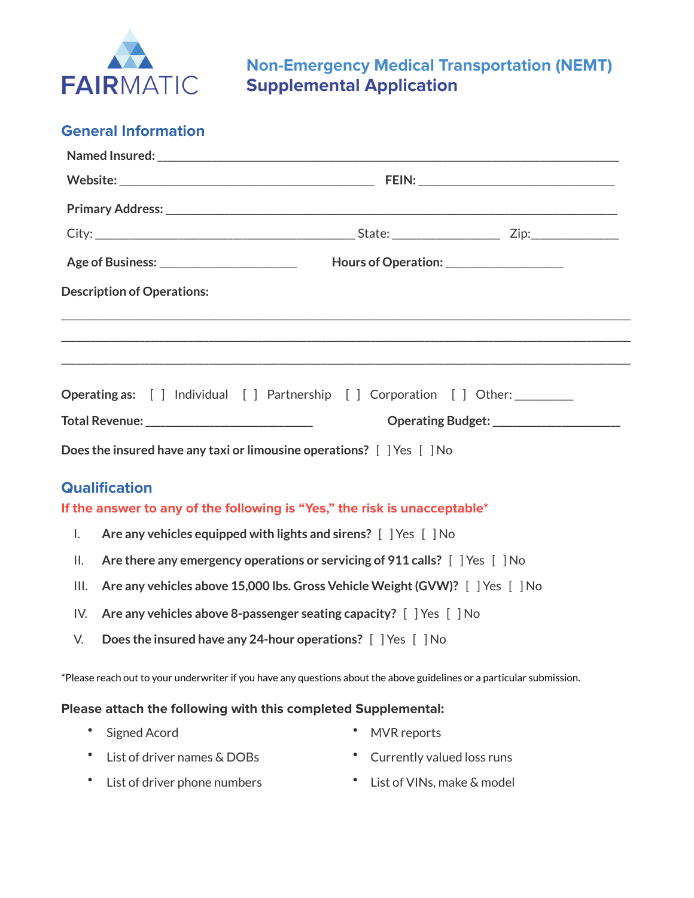FAIRMATIC

# Non-Emergency Medical Transportation (NEMT) Supplemental Application

## General Information

**Named Insured:** ______________________________________________________________________

**Website:** ______________________________________ **FEIN:** ______________________________

**Primary Address:** ___________________________________________________________________

City: ________________________________________ State: ________________ Zip:_____________

**Age of Business:** _____________________ **Hours of Operation:** __________________

**Description of Operations:**

_____________________________________________________________________________________

_____________________________________________________________________________________

_____________________________________________________________________________________

**Operating as:** [ ] Individual [ ] Partnership [ ] Corporation [ ] Other: _________

**Total Revenue:** __________________________ **Operating Budget:** ____________________

**Does the insured have any taxi or limousine operations?** [ ] Yes [ ] No

## Qualification

**If the answer to any of the following is "Yes," the risk is unacceptable***

I. **Are any vehicles equipped with lights and sirens?** [ ] Yes [ ] No

II. **Are there any emergency operations or servicing of 911 calls?** [ ] Yes [ ] No

III. **Are any vehicles above 15,000 lbs. Gross Vehicle Weight (GVW)?** [ ] Yes [ ] No

IV. **Are any vehicles above 8-passenger seating capacity?** [ ] Yes [ ] No

V. **Does the insured have any 24-hour operations?** [ ] Yes [ ] No

*Please reach out to your underwriter if you have any questions about the above guidelines or a particular submission.

**Please attach the following with this completed Supplemental:**

- Signed Acord
- List of driver names & DOBs
- List of driver phone numbers
- MVR reports
- Currently valued loss runs
- List of VINs, make & model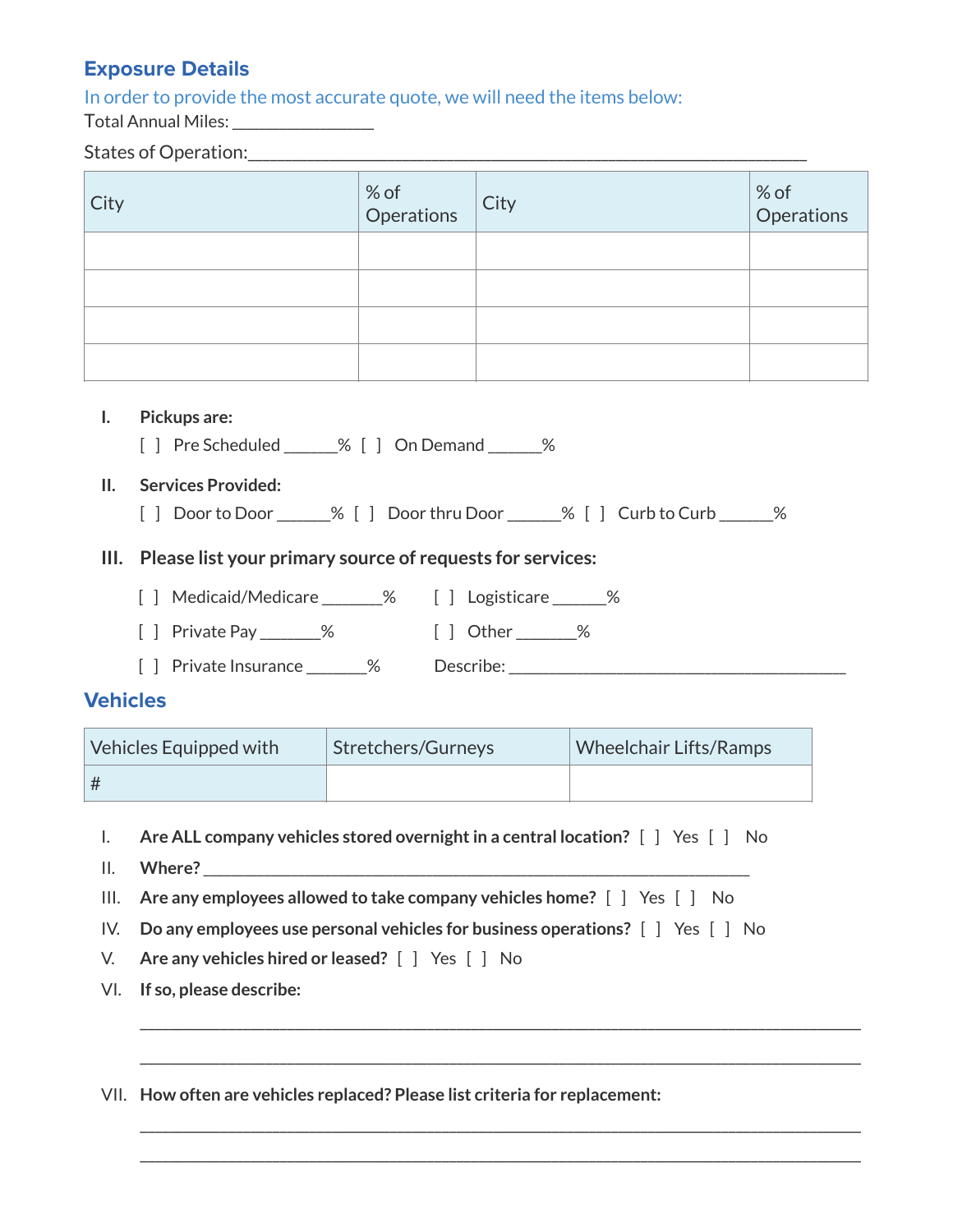## Exposure Details

In order to provide the most accurate quote, we will need the items below:

Total Annual Miles: _______________

States of Operation:_____________________________________________________________

| City | % of Operations | City | % of Operations |
|---|---|---|---|
| | | | |
| | | | |
| | | | |
| | | | |

I. **Pickups are:**

[ ] Pre Scheduled ______% [ ] On Demand ______%

II. **Services Provided:**

[ ] Door to Door ______% [ ] Door thru Door ______% [ ] Curb to Curb ______%

III. **Please list your primary source of requests for services:**

[ ] Medicaid/Medicare _______%

[ ] Private Pay _______%

[ ] Private Insurance _______%

[ ] Logisticare ______%

[ ] Other _______%

Describe: _______________________________________

## Vehicles

| Vehicles Equipped with | Stretchers/Gurneys | Wheelchair Lifts/Ramps |
|---|---|---|
| # | | |

I. **Are ALL company vehicles stored overnight in a central location?** [ ] Yes [ ] No

II. **Where?** ____________________________________________________________

III. **Are any employees allowed to take company vehicles home?** [ ] Yes [ ] No

IV. **Do any employees use personal vehicles for business operations?** [ ] Yes [ ] No

V. **Are any vehicles hired or leased?** [ ] Yes [ ] No

VI. **If so, please describe:**

________________________________________________________________________________

________________________________________________________________________________

VII. **How often are vehicles replaced? Please list criteria for replacement:**

________________________________________________________________________________

________________________________________________________________________________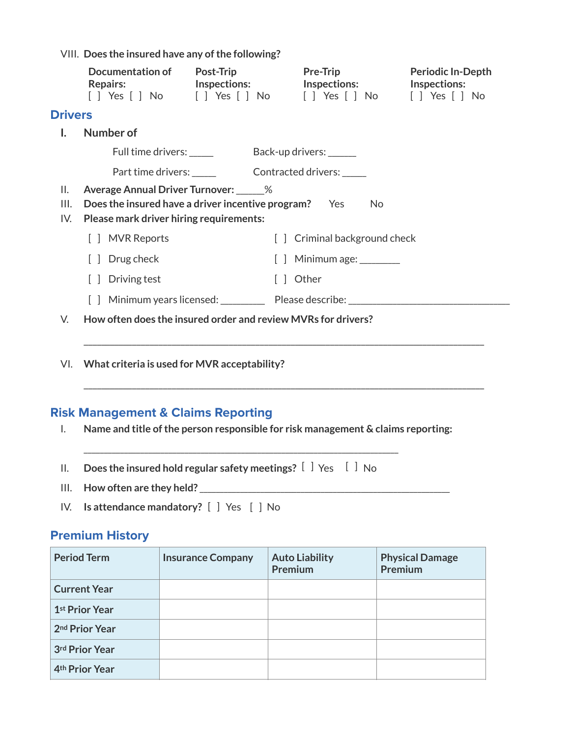VIII. **Does the insured have any of the following?**

**Documentation of Repairs:** [ ] Yes [ ] No

**Post-Trip Inspections:** [ ] Yes [ ] No

**Pre-Trip Inspections:** [ ] Yes [ ] No

**Periodic In-Depth Inspections:** [ ] Yes [ ] No

## Drivers

I. **Number of**

Full time drivers: _____

Back-up drivers: ______

Part time drivers: _____

Contracted drivers: _____

II. **Average Annual Driver Turnover:** _____%

III. **Does the insured have a driver incentive program?** Yes No

IV. **Please mark driver hiring requirements:**

[ ] MVR Reports

[ ] Criminal background check

[ ] Drug check

[ ] Minimum age: ________

[ ] Driving test

[ ] Other

[ ] Minimum years licensed: _________

Please describe: ________________________________

V. **How often does the insured order and review MVRs for drivers?**

________________________________________________________________________________

VI. **What criteria is used for MVR acceptability?**

________________________________________________________________________________

## Risk Management & Claims Reporting

I. **Name and title of the person responsible for risk management & claims reporting:**

_______________________________________________________________

II. **Does the insured hold regular safety meetings?** [ ] Yes [ ] No

III. **How often are they held?** __________________________________________________

IV. **Is attendance mandatory?** [ ] Yes [ ] No

## Premium History

| Period Term | Insurance Company | Auto Liability Premium | Physical Damage Premium |
|---|---|---|---|
| Current Year | | | |
| 1st Prior Year | | | |
| 2nd Prior Year | | | |
| 3rd Prior Year | | | |
| 4th Prior Year | | | |